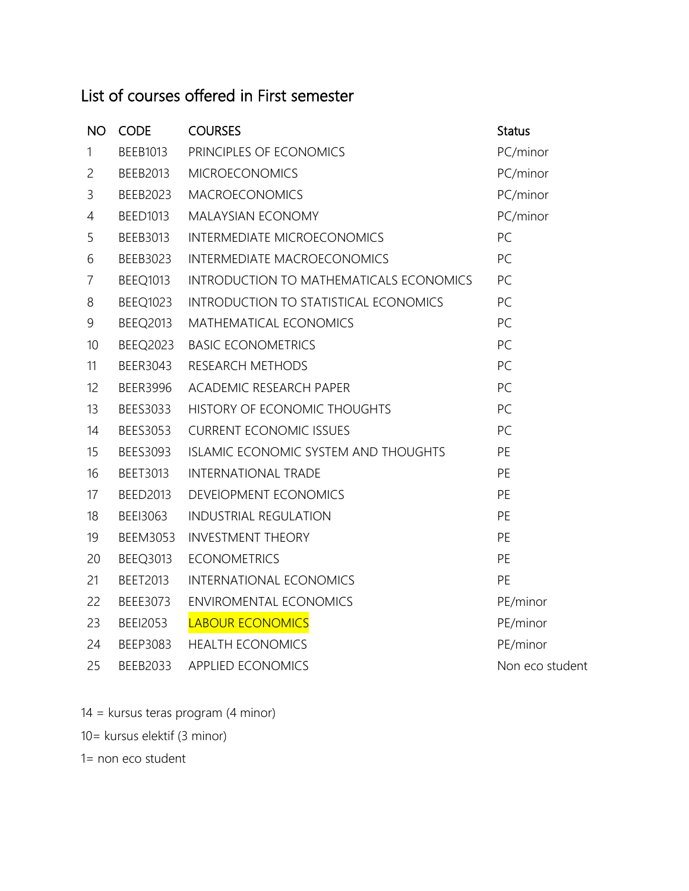## List of courses offered in First semester

| NO | CODE | COURSES | Status |
|---|---|---|---|
| 1 | BEEB1013 | PRINCIPLES OF ECONOMICS | PC/minor |
| 2 | BEEB2013 | MICROECONOMICS | PC/minor |
| 3 | BEEB2023 | MACROECONOMICS | PC/minor |
| 4 | BEED1013 | MALAYSIAN ECONOMY | PC/minor |
| 5 | BEEB3013 | INTERMEDIATE MICROECONOMICS | PC |
| 6 | BEEB3023 | INTERMEDIATE MACROECONOMICS | PC |
| 7 | BEEQ1013 | INTRODUCTION TO MATHEMATICALS ECONOMICS | PC |
| 8 | BEEQ1023 | INTRODUCTION TO STATISTICAL ECONOMICS | PC |
| 9 | BEEQ2013 | MATHEMATICAL ECONOMICS | PC |
| 10 | BEEQ2023 | BASIC ECONOMETRICS | PC |
| 11 | BEER3043 | RESEARCH METHODS | PC |
| 12 | BEER3996 | ACADEMIC RESEARCH PAPER | PC |
| 13 | BEES3033 | HISTORY OF ECONOMIC THOUGHTS | PC |
| 14 | BEES3053 | CURRENT ECONOMIC ISSUES | PC |
| 15 | BEES3093 | ISLAMIC ECONOMIC SYSTEM AND THOUGHTS | PE |
| 16 | BEET3013 | INTERNATIONAL TRADE | PE |
| 17 | BEED2013 | DEVEIOPMENT ECONOMICS | PE |
| 18 | BEEI3063 | INDUSTRIAL REGULATION | PE |
| 19 | BEEM3053 | INVESTMENT THEORY | PE |
| 20 | BEEQ3013 | ECONOMETRICS | PE |
| 21 | BEET2013 | INTERNATIONAL ECONOMICS | PE |
| 22 | BEEE3073 | ENVIROMENTAL ECONOMICS | PE/minor |
| 23 | BEEI2053 | LABOUR ECONOMICS | PE/minor |
| 24 | BEEP3083 | HEALTH ECONOMICS | PE/minor |
| 25 | BEEB2033 | APPLIED ECONOMICS | Non eco student |

14 = kursus teras program (4 minor)

10= kursus elektif (3 minor)

1= non eco student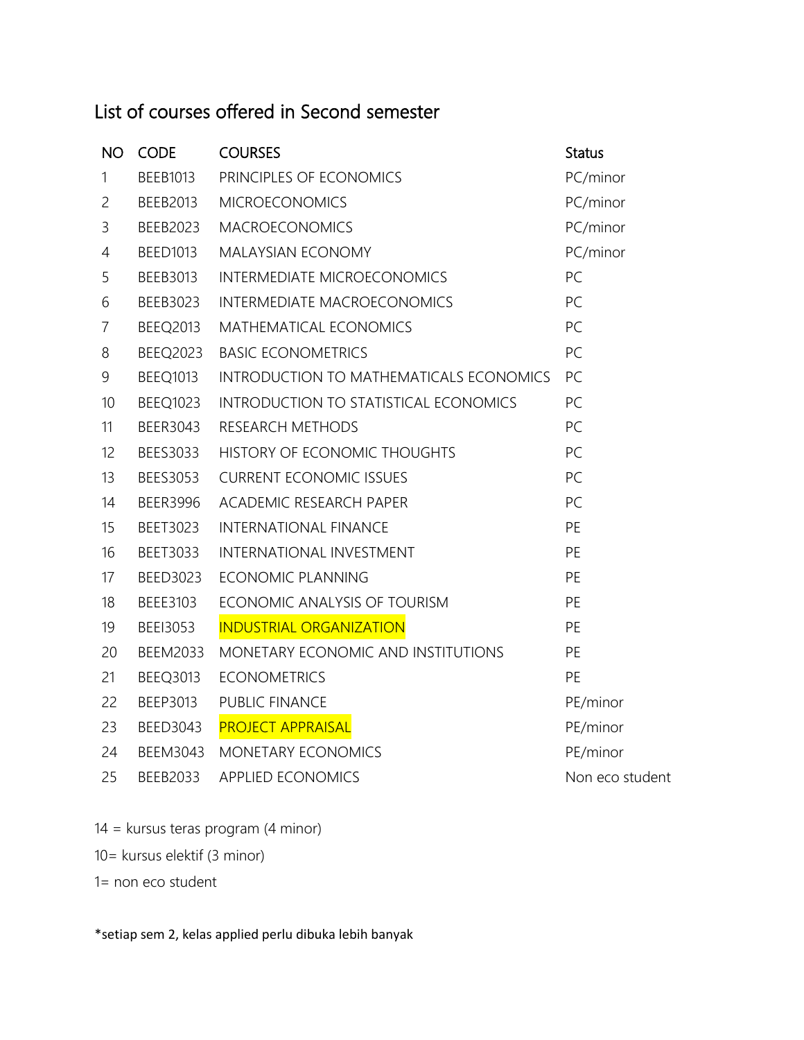## List of courses offered in Second semester

| NO | CODE | COURSES | Status |
|---|---|---|---|
| 1 | BEEB1013 | PRINCIPLES OF ECONOMICS | PC/minor |
| 2 | BEEB2013 | MICROECONOMICS | PC/minor |
| 3 | BEEB2023 | MACROECONOMICS | PC/minor |
| 4 | BEED1013 | MALAYSIAN ECONOMY | PC/minor |
| 5 | BEEB3013 | INTERMEDIATE MICROECONOMICS | PC |
| 6 | BEEB3023 | INTERMEDIATE MACROECONOMICS | PC |
| 7 | BEEQ2013 | MATHEMATICAL ECONOMICS | PC |
| 8 | BEEQ2023 | BASIC ECONOMETRICS | PC |
| 9 | BEEQ1013 | INTRODUCTION TO MATHEMATICALS ECONOMICS | PC |
| 10 | BEEQ1023 | INTRODUCTION TO STATISTICAL ECONOMICS | PC |
| 11 | BEER3043 | RESEARCH METHODS | PC |
| 12 | BEES3033 | HISTORY OF ECONOMIC THOUGHTS | PC |
| 13 | BEES3053 | CURRENT ECONOMIC ISSUES | PC |
| 14 | BEER3996 | ACADEMIC RESEARCH PAPER | PC |
| 15 | BEET3023 | INTERNATIONAL FINANCE | PE |
| 16 | BEET3033 | INTERNATIONAL INVESTMENT | PE |
| 17 | BEED3023 | ECONOMIC PLANNING | PE |
| 18 | BEEE3103 | ECONOMIC ANALYSIS OF TOURISM | PE |
| 19 | BEEI3053 | INDUSTRIAL ORGANIZATION | PE |
| 20 | BEEM2033 | MONETARY ECONOMIC AND INSTITUTIONS | PE |
| 21 | BEEQ3013 | ECONOMETRICS | PE |
| 22 | BEEP3013 | PUBLIC FINANCE | PE/minor |
| 23 | BEED3043 | PROJECT APPRAISAL | PE/minor |
| 24 | BEEM3043 | MONETARY ECONOMICS | PE/minor |
| 25 | BEEB2033 | APPLIED ECONOMICS | Non eco student |

14 = kursus teras program (4 minor)

10= kursus elektif (3 minor)

1= non eco student

*setiap sem 2, kelas applied perlu dibuka lebih banyak